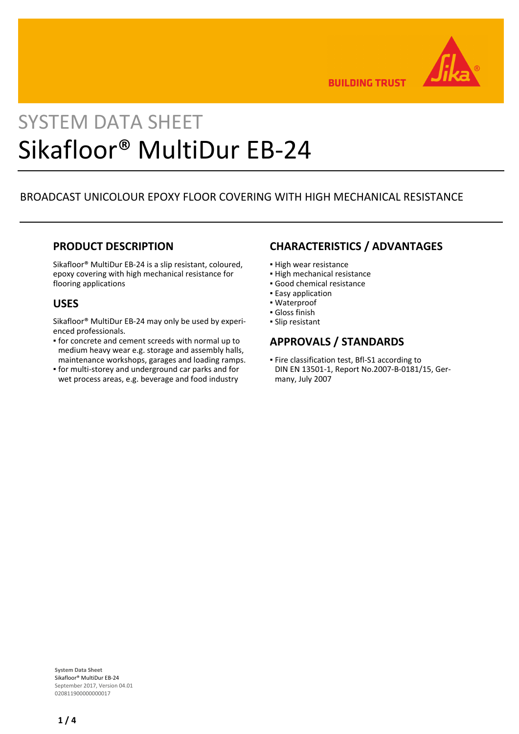SYSTEM DATA SHEET

# Sikafloor® MultiDur EB-24

BROADCAST UNICOLOUR EPOXY FLOOR COVERING WITH HIGH MECHANICAL RESISTANCE

## PRODUCT DESCRIPTION

Sikafloor® MultiDur EB-24 is a slip resistant, coloured, epoxy covering with high mechanical resistance for flooring applications

## USES

Sikafloor® MultiDur EB-24 may only be used by experienced professionals.

- for concrete and cement screeds with normal up to medium heavy wear e.g. storage and assembly halls, maintenance workshops, garages and loading ramps.
- for multi-storey and underground car parks and for wet process areas, e.g. beverage and food industry

## CHARACTERISTICS / ADVANTAGES

- High wear resistance
- High mechanical resistance
- Good chemical resistance
- Easy application
- Waterproof
- Gloss finish
- Slip resistant

## APPROVALS / STANDARDS

- Fire classification test, Bfl-S1 according to DIN EN 13501-1, Report No.2007-B-0181/15, Germany, July 2007

**System Data Sheet**
Sikafloor® MultiDur EB-24
September 2017, Version 04.01
020811900000000017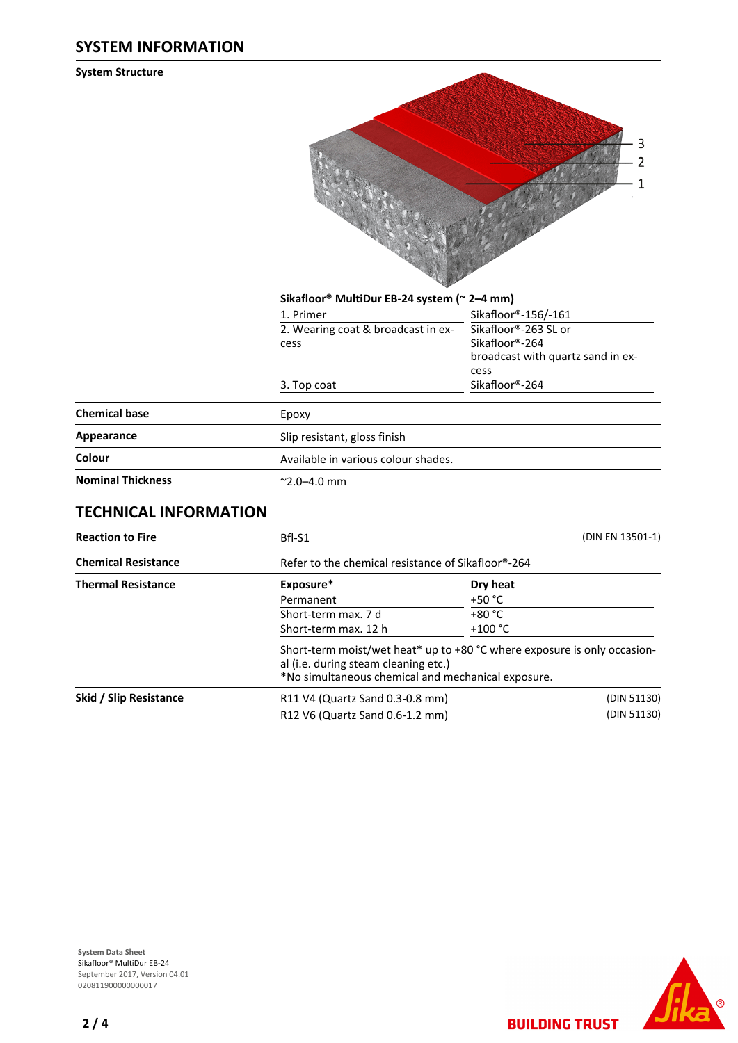## SYSTEM INFORMATION

### System Structure

**Sikafloor® MultiDur EB-24 system (~ 2–4 mm)**

| | |
|---|---|
| 1. Primer | Sikafloor®-156/-161 |
| 2. Wearing coat & broadcast in excess | Sikafloor®-263 SL or Sikafloor®-264 broadcast with quartz sand in excess |
| 3. Top coat | Sikafloor®-264 |

| | |
|---|---|
| **Chemical base** | Epoxy |
| **Appearance** | Slip resistant, gloss finish |
| **Colour** | Available in various colour shades. |
| **Nominal Thickness** | ~2.0–4.0 mm |

## TECHNICAL INFORMATION

| | | |
|---|---|---|
| **Reaction to Fire** | Bfl-S1 | (DIN EN 13501-1) |
| **Chemical Resistance** | Refer to the chemical resistance of Sikafloor®-264 | |

**Thermal Resistance**

| **Exposure*** | **Dry heat** |
|---|---|
| Permanent | +50 °C |
| Short-term max. 7 d | +80 °C |
| Short-term max. 12 h | +100 °C |

Short-term moist/wet heat* up to +80 °C where exposure is only occasional (i.e. during steam cleaning etc.)
*No simultaneous chemical and mechanical exposure.

| | | |
|---|---|---|
| **Skid / Slip Resistance** | R11 V4 (Quartz Sand 0.3-0.8 mm) | (DIN 51130) |
| | R12 V6 (Quartz Sand 0.6-1.2 mm) | (DIN 51130) |

**System Data Sheet**
Sikafloor® MultiDur EB-24
September 2017, Version 04.01
020811900000000017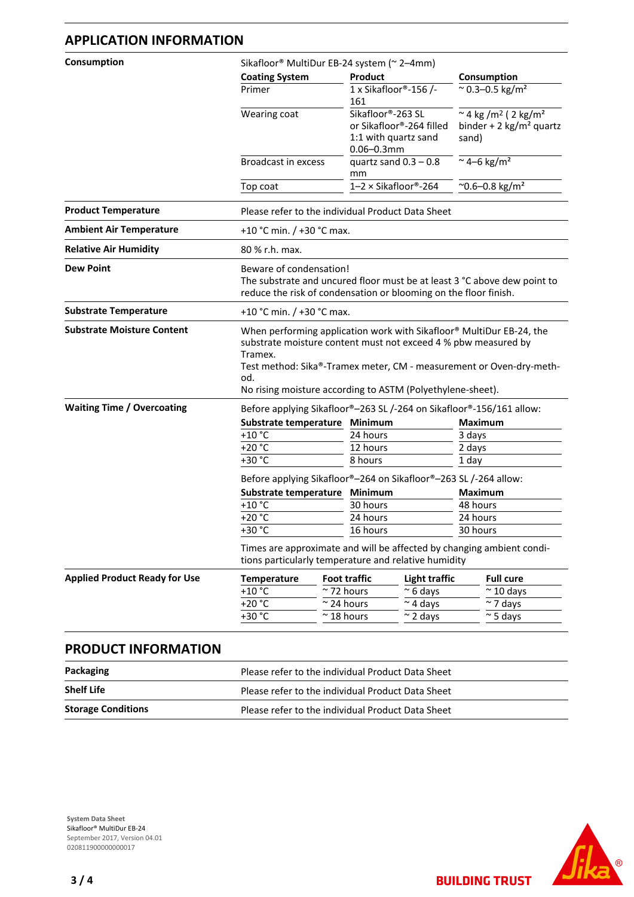## APPLICATION INFORMATION

**Consumption**

Sikafloor® MultiDur EB-24 system (~ 2–4mm)

| Coating System | Product | Consumption |
|---|---|---|
| Primer | 1 x Sikafloor®-156 /-161 | ~ 0.3–0.5 kg/m² |
| Wearing coat | Sikafloor®-263 SL or Sikafloor®-264 filled 1:1 with quartz sand 0.06–0.3mm | ~ 4 kg /m² ( 2 kg/m² binder + 2 kg/m² quartz sand) |
| Broadcast in excess | quartz sand 0.3 – 0.8 mm | ~ 4–6 kg/m² |
| Top coat | 1–2 × Sikafloor®-264 | ~0.6–0.8 kg/m² |

**Product Temperature**

Please refer to the individual Product Data Sheet

**Ambient Air Temperature**

+10 °C min. / +30 °C max.

**Relative Air Humidity**

80 % r.h. max.

**Dew Point**

Beware of condensation!
The substrate and uncured floor must be at least 3 °C above dew point to reduce the risk of condensation or blooming on the floor finish.

**Substrate Temperature**

+10 °C min. / +30 °C max.

**Substrate Moisture Content**

When performing application work with Sikafloor® MultiDur EB-24, the substrate moisture content must not exceed 4 % pbw measured by Tramex.
Test method: Sika®-Tramex meter, CM - measurement or Oven-dry-method.
No rising moisture according to ASTM (Polyethylene-sheet).

**Waiting Time / Overcoating**

Before applying Sikafloor®–263 SL /-264 on Sikafloor®-156/161 allow:

| Substrate temperature | Minimum | Maximum |
|---|---|---|
| +10 °C | 24 hours | 3 days |
| +20 °C | 12 hours | 2 days |
| +30 °C | 8 hours | 1 day |

Before applying Sikafloor®–264 on Sikafloor®–263 SL /-264 allow:

| Substrate temperature | Minimum | Maximum |
|---|---|---|
| +10 °C | 30 hours | 48 hours |
| +20 °C | 24 hours | 24 hours |
| +30 °C | 16 hours | 30 hours |

Times are approximate and will be affected by changing ambient conditions particularly temperature and relative humidity

**Applied Product Ready for Use**

| Temperature | Foot traffic | Light traffic | Full cure |
|---|---|---|---|
| +10 °C | ~ 72 hours | ~ 6 days | ~ 10 days |
| +20 °C | ~ 24 hours | ~ 4 days | ~ 7 days |
| +30 °C | ~ 18 hours | ~ 2 days | ~ 5 days |

## PRODUCT INFORMATION

| | |
|---|---|
| **Packaging** | Please refer to the individual Product Data Sheet |
| **Shelf Life** | Please refer to the individual Product Data Sheet |
| **Storage Conditions** | Please refer to the individual Product Data Sheet |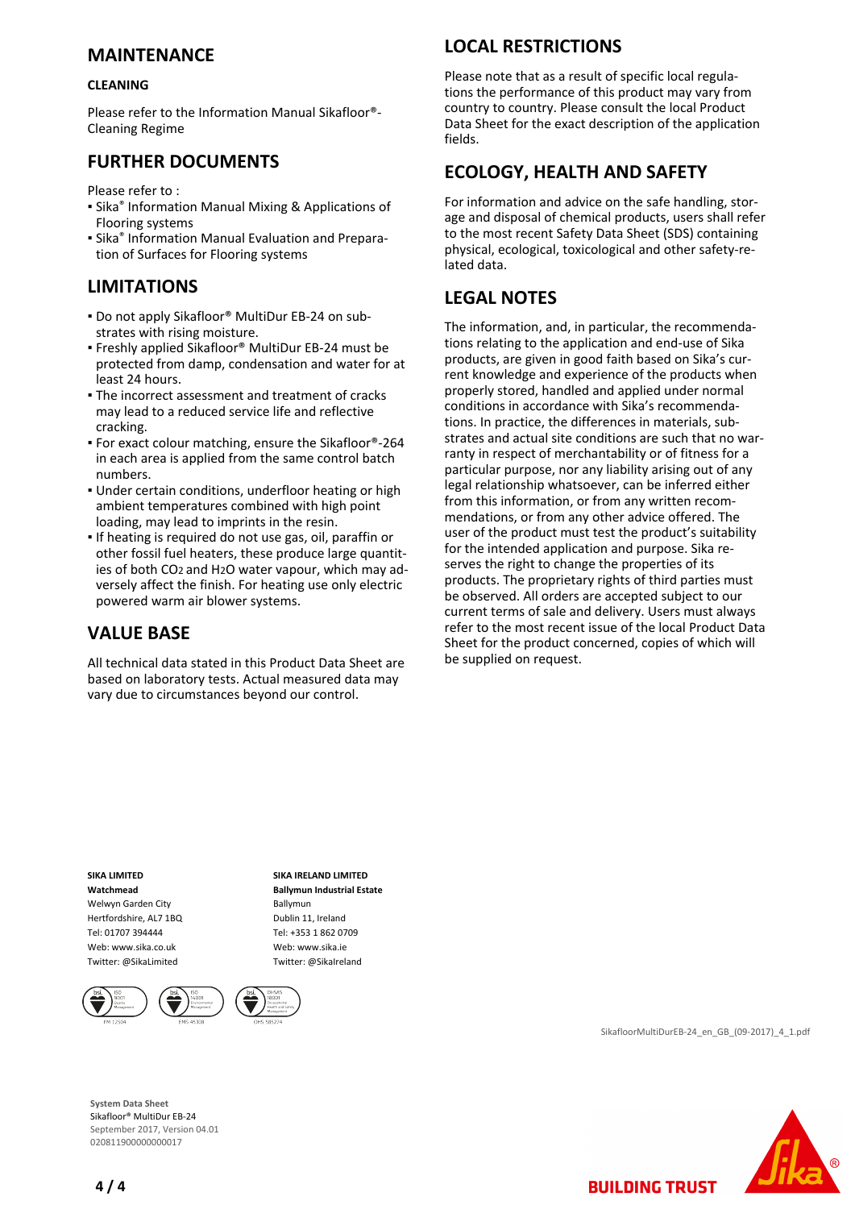## MAINTENANCE

### CLEANING

Please refer to the Information Manual Sikafloor®-Cleaning Regime

## FURTHER DOCUMENTS

Please refer to :

- Sika® Information Manual Mixing & Applications of Flooring systems
- Sika® Information Manual Evaluation and Preparation of Surfaces for Flooring systems

## LIMITATIONS

- Do not apply Sikafloor® MultiDur EB-24 on substrates with rising moisture.
- Freshly applied Sikafloor® MultiDur EB-24 must be protected from damp, condensation and water for at least 24 hours.
- The incorrect assessment and treatment of cracks may lead to a reduced service life and reflective cracking.
- For exact colour matching, ensure the Sikafloor®-264 in each area is applied from the same control batch numbers.
- Under certain conditions, underfloor heating or high ambient temperatures combined with high point loading, may lead to imprints in the resin.
- If heating is required do not use gas, oil, paraffin or other fossil fuel heaters, these produce large quantities of both $CO_2$ and $H_2O$ water vapour, which may adversely affect the finish. For heating use only electric powered warm air blower systems.

## VALUE BASE

All technical data stated in this Product Data Sheet are based on laboratory tests. Actual measured data may vary due to circumstances beyond our control.

## LOCAL RESTRICTIONS

Please note that as a result of specific local regulations the performance of this product may vary from country to country. Please consult the local Product Data Sheet for the exact description of the application fields.

## ECOLOGY, HEALTH AND SAFETY

For information and advice on the safe handling, storage and disposal of chemical products, users shall refer to the most recent Safety Data Sheet (SDS) containing physical, ecological, toxicological and other safety-related data.

## LEGAL NOTES

The information, and, in particular, the recommendations relating to the application and end-use of Sika products, are given in good faith based on Sika's current knowledge and experience of the products when properly stored, handled and applied under normal conditions in accordance with Sika's recommendations. In practice, the differences in materials, substrates and actual site conditions are such that no warranty in respect of merchantability or of fitness for a particular purpose, nor any liability arising out of any legal relationship whatsoever, can be inferred either from this information, or from any written recommendations, or from any other advice offered. The user of the product must test the product's suitability for the intended application and purpose. Sika reserves the right to change the properties of its products. The proprietary rights of third parties must be observed. All orders are accepted subject to our current terms of sale and delivery. Users must always refer to the most recent issue of the local Product Data Sheet for the product concerned, copies of which will be supplied on request.

**SIKA LIMITED**
**Watchmead**
Welwyn Garden City
Hertfordshire, AL7 1BQ
Tel: 01707 394444
Web: www.sika.co.uk
Twitter: @SikaLimited

**SIKA IRELAND LIMITED**
**Ballymun Industrial Estate**
Ballymun
Dublin 11, Ireland
Tel: +353 1 862 0709
Web: www.sika.ie
Twitter: @SikaIreland

FM 12504 EMS 45308 OHS 585274

SikafloorMultiDurEB-24_en_GB_(09-2017)_4_1.pdf

System Data Sheet
Sikafloor® MultiDur EB-24
September 2017, Version 04.01
020811900000000017

BUILDING TRUST